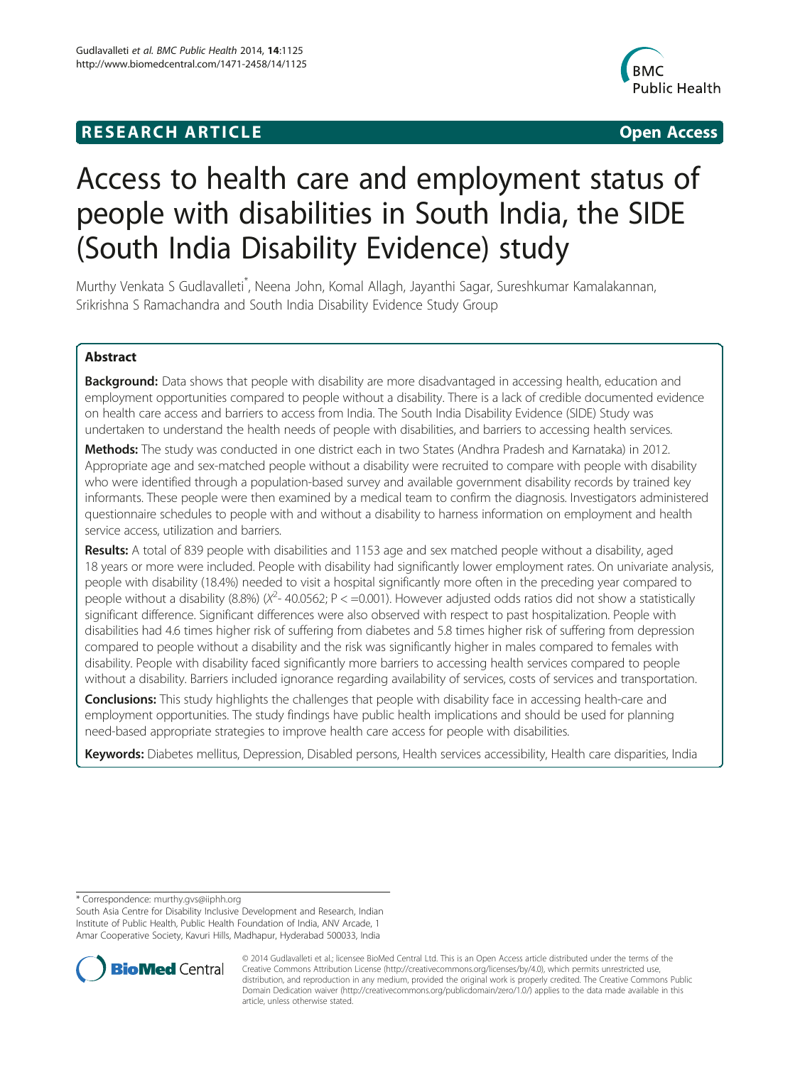RESEARCH ARTICLE Open Access

# Access to health care and employment status of people with disabilities in South India, the SIDE (South India Disability Evidence) study

Murthy Venkata S Gudlavalleti*, Neena John, Komal Allagh, Jayanthi Sagar, Sureshkumar Kamalakannan, Srikrishna S Ramachandra and South India Disability Evidence Study Group

## Abstract

**Background:** Data shows that people with disability are more disadvantaged in accessing health, education and employment opportunities compared to people without a disability. There is a lack of credible documented evidence on health care access and barriers to access from India. The South India Disability Evidence (SIDE) Study was undertaken to understand the health needs of people with disabilities, and barriers to accessing health services.

**Methods:** The study was conducted in one district each in two States (Andhra Pradesh and Karnataka) in 2012. Appropriate age and sex-matched people without a disability were recruited to compare with people with disability who were identified through a population-based survey and available government disability records by trained key informants. These people were then examined by a medical team to confirm the diagnosis. Investigators administered questionnaire schedules to people with and without a disability to harness information on employment and health service access, utilization and barriers.

**Results:** A total of 839 people with disabilities and 1153 age and sex matched people without a disability, aged 18 years or more were included. People with disability had significantly lower employment rates. On univariate analysis, people with disability (18.4%) needed to visit a hospital significantly more often in the preceding year compared to people without a disability (8.8%) ($X^2$- 40.0562; P < =0.001). However adjusted odds ratios did not show a statistically significant difference. Significant differences were also observed with respect to past hospitalization. People with disabilities had 4.6 times higher risk of suffering from diabetes and 5.8 times higher risk of suffering from depression compared to people without a disability and the risk was significantly higher in males compared to females with disability. People with disability faced significantly more barriers to accessing health services compared to people without a disability. Barriers included ignorance regarding availability of services, costs of services and transportation.

**Conclusions:** This study highlights the challenges that people with disability face in accessing health-care and employment opportunities. The study findings have public health implications and should be used for planning need-based appropriate strategies to improve health care access for people with disabilities.

**Keywords:** Diabetes mellitus, Depression, Disabled persons, Health services accessibility, Health care disparities, India

---

* Correspondence: murthy.gvs@iiphh.org
South Asia Centre for Disability Inclusive Development and Research, Indian Institute of Public Health, Public Health Foundation of India, ANV Arcade, 1 Amar Cooperative Society, Kavuri Hills, Madhapur, Hyderabad 500033, India

© 2014 Gudlavalleti et al.; licensee BioMed Central Ltd. This is an Open Access article distributed under the terms of the Creative Commons Attribution License (http://creativecommons.org/licenses/by/4.0), which permits unrestricted use, distribution, and reproduction in any medium, provided the original work is properly credited. The Creative Commons Public Domain Dedication waiver (http://creativecommons.org/publicdomain/zero/1.0/) applies to the data made available in this article, unless otherwise stated.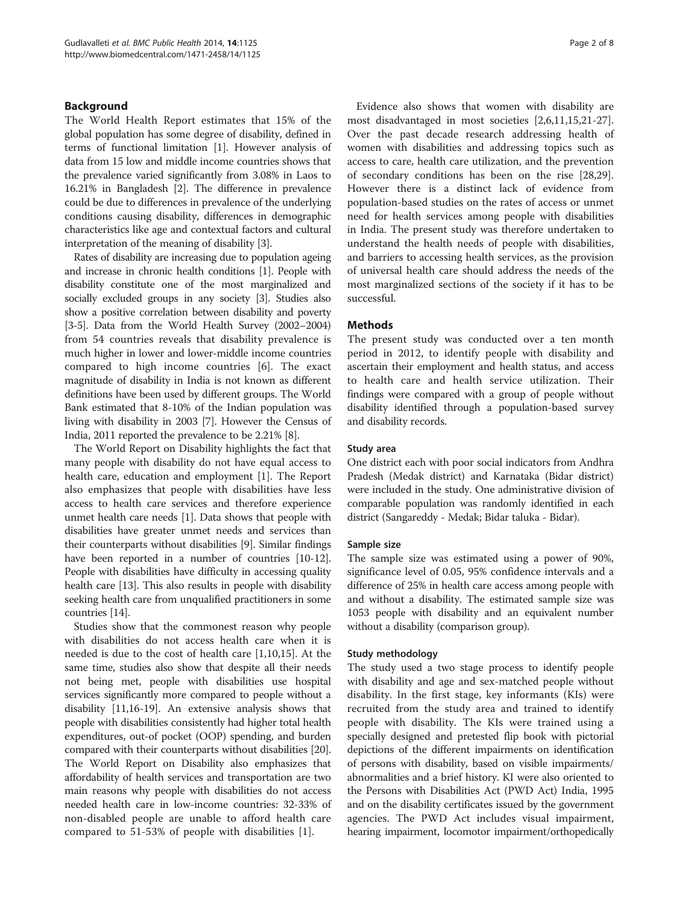## Background

The World Health Report estimates that 15% of the global population has some degree of disability, defined in terms of functional limitation [1]. However analysis of data from 15 low and middle income countries shows that the prevalence varied significantly from 3.08% in Laos to 16.21% in Bangladesh [2]. The difference in prevalence could be due to differences in prevalence of the underlying conditions causing disability, differences in demographic characteristics like age and contextual factors and cultural interpretation of the meaning of disability [3].

Rates of disability are increasing due to population ageing and increase in chronic health conditions [1]. People with disability constitute one of the most marginalized and socially excluded groups in any society [3]. Studies also show a positive correlation between disability and poverty [3-5]. Data from the World Health Survey (2002–2004) from 54 countries reveals that disability prevalence is much higher in lower and lower-middle income countries compared to high income countries [6]. The exact magnitude of disability in India is not known as different definitions have been used by different groups. The World Bank estimated that 8-10% of the Indian population was living with disability in 2003 [7]. However the Census of India, 2011 reported the prevalence to be 2.21% [8].

The World Report on Disability highlights the fact that many people with disability do not have equal access to health care, education and employment [1]. The Report also emphasizes that people with disabilities have less access to health care services and therefore experience unmet health care needs [1]. Data shows that people with disabilities have greater unmet needs and services than their counterparts without disabilities [9]. Similar findings have been reported in a number of countries [10-12]. People with disabilities have difficulty in accessing quality health care [13]. This also results in people with disability seeking health care from unqualified practitioners in some countries [14].

Studies show that the commonest reason why people with disabilities do not access health care when it is needed is due to the cost of health care [1,10,15]. At the same time, studies also show that despite all their needs not being met, people with disabilities use hospital services significantly more compared to people without a disability [11,16-19]. An extensive analysis shows that people with disabilities consistently had higher total health expenditures, out-of pocket (OOP) spending, and burden compared with their counterparts without disabilities [20]. The World Report on Disability also emphasizes that affordability of health services and transportation are two main reasons why people with disabilities do not access needed health care in low-income countries: 32-33% of non-disabled people are unable to afford health care compared to 51-53% of people with disabilities [1].

Evidence also shows that women with disability are most disadvantaged in most societies [2,6,11,15,21-27]. Over the past decade research addressing health of women with disabilities and addressing topics such as access to care, health care utilization, and the prevention of secondary conditions has been on the rise [28,29]. However there is a distinct lack of evidence from population-based studies on the rates of access or unmet need for health services among people with disabilities in India. The present study was therefore undertaken to understand the health needs of people with disabilities, and barriers to accessing health services, as the provision of universal health care should address the needs of the most marginalized sections of the society if it has to be successful.

## Methods

The present study was conducted over a ten month period in 2012, to identify people with disability and ascertain their employment and health status, and access to health care and health service utilization. Their findings were compared with a group of people without disability identified through a population-based survey and disability records.

### Study area

One district each with poor social indicators from Andhra Pradesh (Medak district) and Karnataka (Bidar district) were included in the study. One administrative division of comparable population was randomly identified in each district (Sangareddy - Medak; Bidar taluka - Bidar).

### Sample size

The sample size was estimated using a power of 90%, significance level of 0.05, 95% confidence intervals and a difference of 25% in health care access among people with and without a disability. The estimated sample size was 1053 people with disability and an equivalent number without a disability (comparison group).

### Study methodology

The study used a two stage process to identify people with disability and age and sex-matched people without disability. In the first stage, key informants (KIs) were recruited from the study area and trained to identify people with disability. The KIs were trained using a specially designed and pretested flip book with pictorial depictions of the different impairments on identification of persons with disability, based on visible impairments/ abnormalities and a brief history. KI were also oriented to the Persons with Disabilities Act (PWD Act) India, 1995 and on the disability certificates issued by the government agencies. The PWD Act includes visual impairment, hearing impairment, locomotor impairment/orthopedically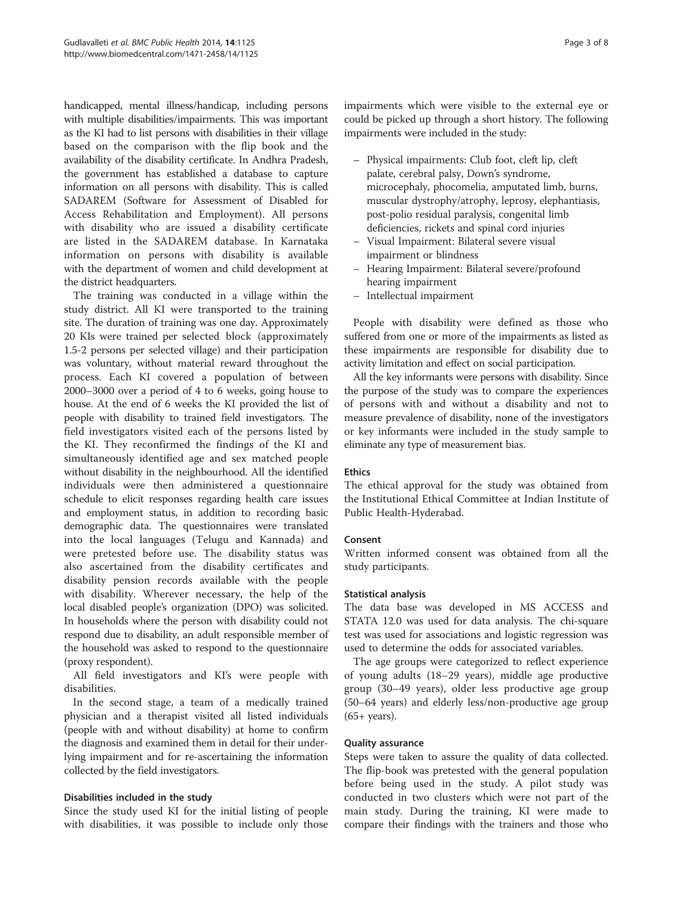handicapped, mental illness/handicap, including persons with multiple disabilities/impairments. This was important as the KI had to list persons with disabilities in their village based on the comparison with the flip book and the availability of the disability certificate. In Andhra Pradesh, the government has established a database to capture information on all persons with disability. This is called SADAREM (Software for Assessment of Disabled for Access Rehabilitation and Employment). All persons with disability who are issued a disability certificate are listed in the SADAREM database. In Karnataka information on persons with disability is available with the department of women and child development at the district headquarters.

The training was conducted in a village within the study district. All KI were transported to the training site. The duration of training was one day. Approximately 20 KIs were trained per selected block (approximately 1.5-2 persons per selected village) and their participation was voluntary, without material reward throughout the process. Each KI covered a population of between 2000–3000 over a period of 4 to 6 weeks, going house to house. At the end of 6 weeks the KI provided the list of people with disability to trained field investigators. The field investigators visited each of the persons listed by the KI. They reconfirmed the findings of the KI and simultaneously identified age and sex matched people without disability in the neighbourhood. All the identified individuals were then administered a questionnaire schedule to elicit responses regarding health care issues and employment status, in addition to recording basic demographic data. The questionnaires were translated into the local languages (Telugu and Kannada) and were pretested before use. The disability status was also ascertained from the disability certificates and disability pension records available with the people with disability. Wherever necessary, the help of the local disabled people's organization (DPO) was solicited. In households where the person with disability could not respond due to disability, an adult responsible member of the household was asked to respond to the questionnaire (proxy respondent).

All field investigators and KI's were people with disabilities.

In the second stage, a team of a medically trained physician and a therapist visited all listed individuals (people with and without disability) at home to confirm the diagnosis and examined them in detail for their underlying impairment and for re-ascertaining the information collected by the field investigators.

### Disabilities included in the study

Since the study used KI for the initial listing of people with disabilities, it was possible to include only those impairments which were visible to the external eye or could be picked up through a short history. The following impairments were included in the study:

- Physical impairments: Club foot, cleft lip, cleft palate, cerebral palsy, Down's syndrome, microcephaly, phocomelia, amputated limb, burns, muscular dystrophy/atrophy, leprosy, elephantiasis, post-polio residual paralysis, congenital limb deficiencies, rickets and spinal cord injuries
- Visual Impairment: Bilateral severe visual impairment or blindness
- Hearing Impairment: Bilateral severe/profound hearing impairment
- Intellectual impairment

People with disability were defined as those who suffered from one or more of the impairments as listed as these impairments are responsible for disability due to activity limitation and effect on social participation.

All the key informants were persons with disability. Since the purpose of the study was to compare the experiences of persons with and without a disability and not to measure prevalence of disability, none of the investigators or key informants were included in the study sample to eliminate any type of measurement bias.

### Ethics

The ethical approval for the study was obtained from the Institutional Ethical Committee at Indian Institute of Public Health-Hyderabad.

### Consent

Written informed consent was obtained from all the study participants.

### Statistical analysis

The data base was developed in MS ACCESS and STATA 12.0 was used for data analysis. The chi-square test was used for associations and logistic regression was used to determine the odds for associated variables.

The age groups were categorized to reflect experience of young adults (18–29 years), middle age productive group (30–49 years), older less productive age group (50–64 years) and elderly less/non-productive age group (65+ years).

### Quality assurance

Steps were taken to assure the quality of data collected. The flip-book was pretested with the general population before being used in the study. A pilot study was conducted in two clusters which were not part of the main study. During the training, KI were made to compare their findings with the trainers and those who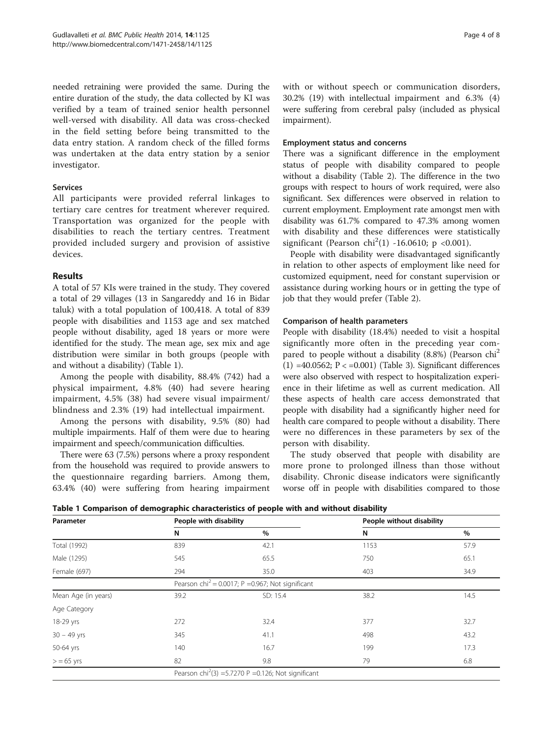needed retraining were provided the same. During the entire duration of the study, the data collected by KI was verified by a team of trained senior health personnel well-versed with disability. All data was cross-checked in the field setting before being transmitted to the data entry station. A random check of the filled forms was undertaken at the data entry station by a senior investigator.

### Services

All participants were provided referral linkages to tertiary care centres for treatment wherever required. Transportation was organized for the people with disabilities to reach the tertiary centres. Treatment provided included surgery and provision of assistive devices.

## Results

A total of 57 KIs were trained in the study. They covered a total of 29 villages (13 in Sangareddy and 16 in Bidar taluk) with a total population of 100,418. A total of 839 people with disabilities and 1153 age and sex matched people without disability, aged 18 years or more were identified for the study. The mean age, sex mix and age distribution were similar in both groups (people with and without a disability) (Table 1).

Among the people with disability, 88.4% (742) had a physical impairment, 4.8% (40) had severe hearing impairment, 4.5% (38) had severe visual impairment/ blindness and 2.3% (19) had intellectual impairment.

Among the persons with disability, 9.5% (80) had multiple impairments. Half of them were due to hearing impairment and speech/communication difficulties.

There were 63 (7.5%) persons where a proxy respondent from the household was required to provide answers to the questionnaire regarding barriers. Among them, 63.4% (40) were suffering from hearing impairment with or without speech or communication disorders, 30.2% (19) with intellectual impairment and 6.3% (4) were suffering from cerebral palsy (included as physical impairment).

### Employment status and concerns

There was a significant difference in the employment status of people with disability compared to people without a disability (Table 2). The difference in the two groups with respect to hours of work required, were also significant. Sex differences were observed in relation to current employment. Employment rate amongst men with disability was 61.7% compared to 47.3% among women with disability and these differences were statistically significant (Pearson $chi^2(1)$ -16.0610; $p < 0.001$).

People with disability were disadvantaged significantly in relation to other aspects of employment like need for customized equipment, need for constant supervision or assistance during working hours or in getting the type of job that they would prefer (Table 2).

### Comparison of health parameters

People with disability (18.4%) needed to visit a hospital significantly more often in the preceding year compared to people without a disability (8.8%) (Pearson $chi^2(1)$ =40.0562; $P <$ =0.001) (Table 3). Significant differences were also observed with respect to hospitalization experience in their lifetime as well as current medication. All these aspects of health care access demonstrated that people with disability had a significantly higher need for health care compared to people without a disability. There were no differences in these parameters by sex of the person with disability.

The study observed that people with disability are more prone to prolonged illness than those without disability. Chronic disease indicators were significantly worse off in people with disabilities compared to those

**Table 1 Comparison of demographic characteristics of people with and without disability**

| Parameter | People with disability | | People without disability | |
|---|---|---|---|---|
| | N | % | N | % |
| Total (1992) | 839 | 42.1 | 1153 | 57.9 |
| Male (1295) | 545 | 65.5 | 750 | 65.1 |
| Female (697) | 294 | 35.0 | 403 | 34.9 |
| | Pearson $chi^2$ = 0.0017; P =0.967; Not significant | | | |
| Mean Age (in years) | 39.2 | SD: 15.4 | 38.2 | 14.5 |
| Age Category | | | | |
| 18-29 yrs | 272 | 32.4 | 377 | 32.7 |
| 30 – 49 yrs | 345 | 41.1 | 498 | 43.2 |
| 50-64 yrs | 140 | 16.7 | 199 | 17.3 |
| > = 65 yrs | 82 | 9.8 | 79 | 6.8 |
| | Pearson $chi^2(3)$ =5.7270 P =0.126; Not significant | | | |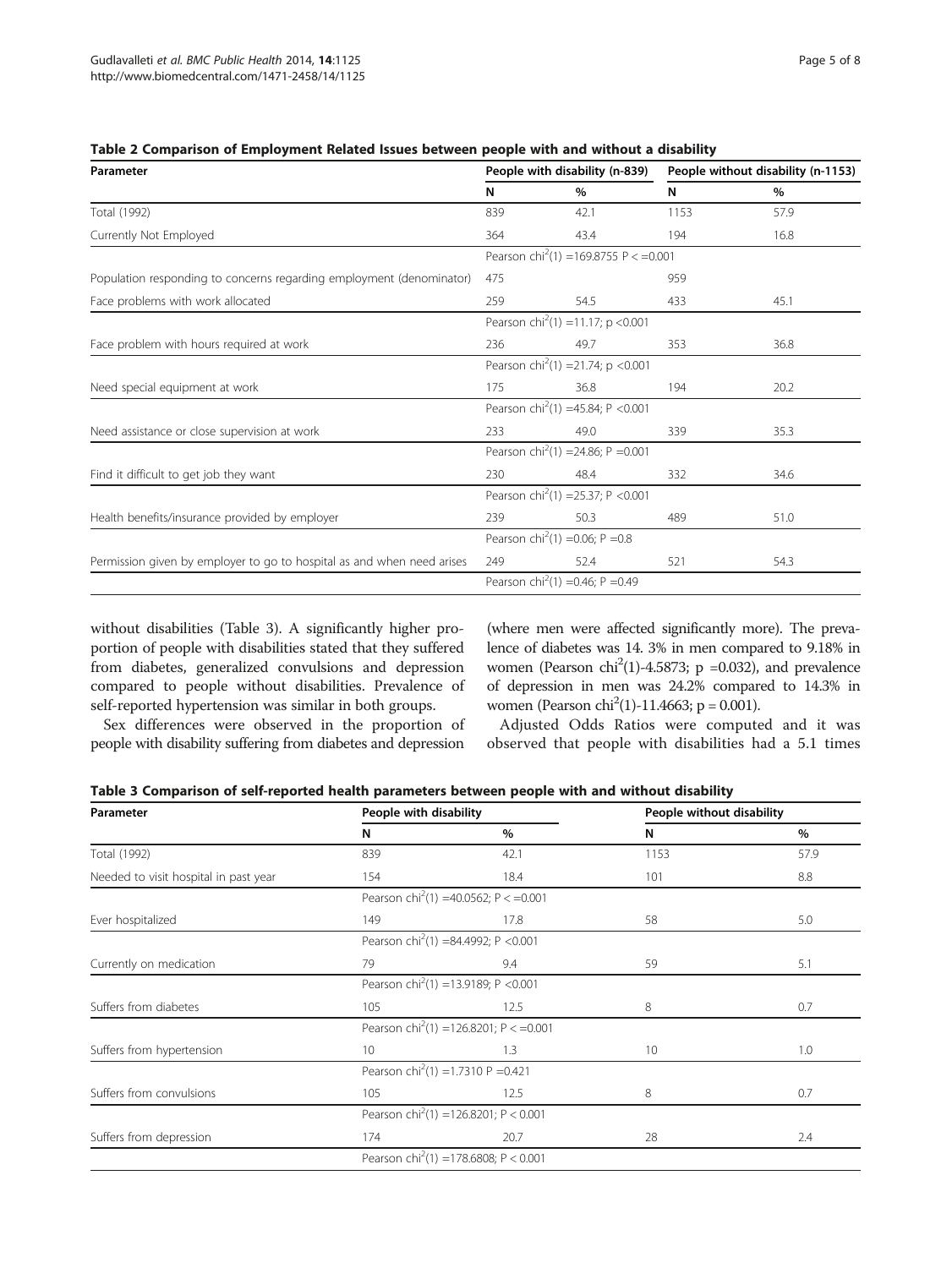**Table 2 Comparison of Employment Related Issues between people with and without a disability**

| Parameter | People with disability (n-839) | | People without disability (n-1153) | |
|---|---|---|---|---|
| | N | % | N | % |
| Total (1992) | 839 | 42.1 | 1153 | 57.9 |
| Currently Not Employed | 364 | 43.4 | 194 | 16.8 |
| | Pearson $chi^2(1)$ =169.8755 P < =0.001 | | | |
| Population responding to concerns regarding employment (denominator) | 475 | | 959 | |
| Face problems with work allocated | 259 | 54.5 | 433 | 45.1 |
| | Pearson $chi^2(1)$ =11.17; p <0.001 | | | |
| Face problem with hours required at work | 236 | 49.7 | 353 | 36.8 |
| | Pearson $chi^2(1)$ =21.74; p <0.001 | | | |
| Need special equipment at work | 175 | 36.8 | 194 | 20.2 |
| | Pearson $chi^2(1)$ =45.84; P <0.001 | | | |
| Need assistance or close supervision at work | 233 | 49.0 | 339 | 35.3 |
| | Pearson $chi^2(1)$ =24.86; P =0.001 | | | |
| Find it difficult to get job they want | 230 | 48.4 | 332 | 34.6 |
| | Pearson $chi^2(1)$ =25.37; P <0.001 | | | |
| Health benefits/insurance provided by employer | 239 | 50.3 | 489 | 51.0 |
| | Pearson $chi^2(1)$ =0.06; P =0.8 | | | |
| Permission given by employer to go to hospital as and when need arises | 249 | 52.4 | 521 | 54.3 |
| | Pearson $chi^2(1)$ =0.46; P =0.49 | | | |

without disabilities (Table 3). A significantly higher proportion of people with disabilities stated that they suffered from diabetes, generalized convulsions and depression compared to people without disabilities. Prevalence of self-reported hypertension was similar in both groups.

Sex differences were observed in the proportion of people with disability suffering from diabetes and depression (where men were affected significantly more). The prevalence of diabetes was 14. 3% in men compared to 9.18% in women (Pearson $chi^2(1)$-4.5873; p =0.032), and prevalence of depression in men was 24.2% compared to 14.3% in women (Pearson $chi^2(1)$-11.4663; p = 0.001).

Adjusted Odds Ratios were computed and it was observed that people with disabilities had a 5.1 times

**Table 3 Comparison of self-reported health parameters between people with and without disability**

| Parameter | People with disability | | People without disability | |
|---|---|---|---|---|
| | N | % | N | % |
| Total (1992) | 839 | 42.1 | 1153 | 57.9 |
| Needed to visit hospital in past year | 154 | 18.4 | 101 | 8.8 |
| | Pearson $chi^2(1)$ =40.0562; P < =0.001 | | | |
| Ever hospitalized | 149 | 17.8 | 58 | 5.0 |
| | Pearson $chi^2(1)$ =84.4992; P <0.001 | | | |
| Currently on medication | 79 | 9.4 | 59 | 5.1 |
| | Pearson $chi^2(1)$ =13.9189; P <0.001 | | | |
| Suffers from diabetes | 105 | 12.5 | 8 | 0.7 |
| | Pearson $chi^2(1)$ =126.8201; P < =0.001 | | | |
| Suffers from hypertension | 10 | 1.3 | 10 | 1.0 |
| | Pearson $chi^2(1)$ =1.7310 P =0.421 | | | |
| Suffers from convulsions | 105 | 12.5 | 8 | 0.7 |
| | Pearson $chi^2(1)$ =126.8201; P < 0.001 | | | |
| Suffers from depression | 174 | 20.7 | 28 | 2.4 |
| | Pearson $chi^2(1)$ =178.6808; P < 0.001 | | | |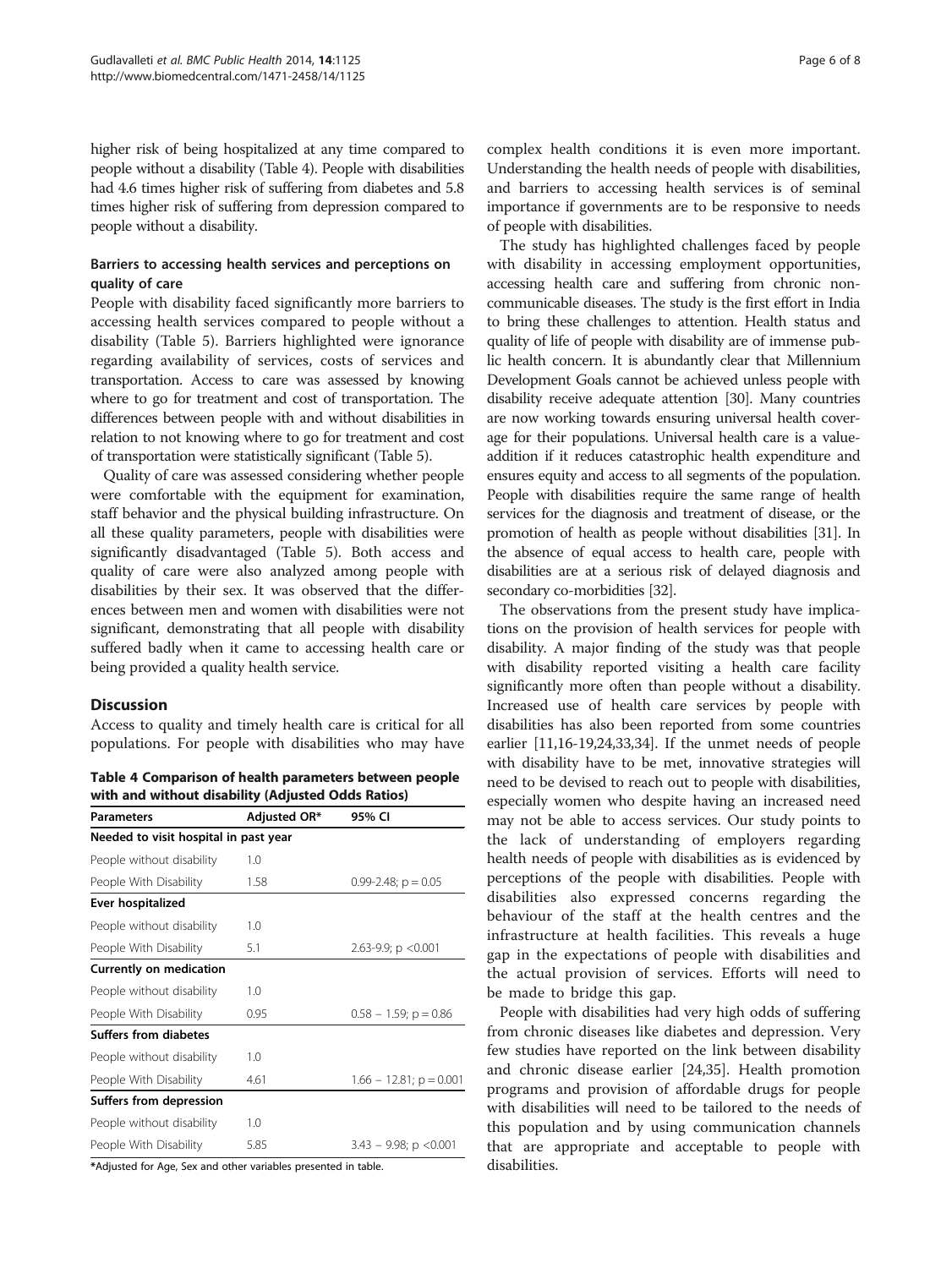higher risk of being hospitalized at any time compared to people without a disability (Table 4). People with disabilities had 4.6 times higher risk of suffering from diabetes and 5.8 times higher risk of suffering from depression compared to people without a disability.

### Barriers to accessing health services and perceptions on quality of care

People with disability faced significantly more barriers to accessing health services compared to people without a disability (Table 5). Barriers highlighted were ignorance regarding availability of services, costs of services and transportation. Access to care was assessed by knowing where to go for treatment and cost of transportation. The differences between people with and without disabilities in relation to not knowing where to go for treatment and cost of transportation were statistically significant (Table 5).

Quality of care was assessed considering whether people were comfortable with the equipment for examination, staff behavior and the physical building infrastructure. On all these quality parameters, people with disabilities were significantly disadvantaged (Table 5). Both access and quality of care were also analyzed among people with disabilities by their sex. It was observed that the differences between men and women with disabilities were not significant, demonstrating that all people with disability suffered badly when it came to accessing health care or being provided a quality health service.

## Discussion

Access to quality and timely health care is critical for all populations. For people with disabilities who may have complex health conditions it is even more important. Understanding the health needs of people with disabilities, and barriers to accessing health services is of seminal importance if governments are to be responsive to needs of people with disabilities.

The study has highlighted challenges faced by people with disability in accessing employment opportunities, accessing health care and suffering from chronic non-communicable diseases. The study is the first effort in India to bring these challenges to attention. Health status and quality of life of people with disability are of immense public health concern. It is abundantly clear that Millennium Development Goals cannot be achieved unless people with disability receive adequate attention [30]. Many countries are now working towards ensuring universal health coverage for their populations. Universal health care is a value-addition if it reduces catastrophic health expenditure and ensures equity and access to all segments of the population. People with disabilities require the same range of health services for the diagnosis and treatment of disease, or the promotion of health as people without disabilities [31]. In the absence of equal access to health care, people with disabilities are at a serious risk of delayed diagnosis and secondary co-morbidities [32].

The observations from the present study have implications on the provision of health services for people with disability. A major finding of the study was that people with disability reported visiting a health care facility significantly more often than people without a disability. Increased use of health care services by people with disabilities has also been reported from some countries earlier [11,16-19,24,33,34]. If the unmet needs of people with disability have to be met, innovative strategies will need to be devised to reach out to people with disabilities, especially women who despite having an increased need may not be able to access services. Our study points to the lack of understanding of employers regarding health needs of people with disabilities as is evidenced by perceptions of the people with disabilities. People with disabilities also expressed concerns regarding the behaviour of the staff at the health centres and the infrastructure at health facilities. This reveals a huge gap in the expectations of people with disabilities and the actual provision of services. Efforts will need to be made to bridge this gap.

People with disabilities had very high odds of suffering from chronic diseases like diabetes and depression. Very few studies have reported on the link between disability and chronic disease earlier [24,35]. Health promotion programs and provision of affordable drugs for people with disabilities will need to be tailored to the needs of this population and by using communication channels that are appropriate and acceptable to people with disabilities.

**Table 4 Comparison of health parameters between people with and without disability (Adjusted Odds Ratios)**

| Parameters | Adjusted OR* | 95% CI |
|---|---|---|
| **Needed to visit hospital in past year** | | |
| People without disability | 1.0 | |
| People With Disability | 1.58 | 0.99-2.48; p = 0.05 |
| **Ever hospitalized** | | |
| People without disability | 1.0 | |
| People With Disability | 5.1 | 2.63-9.9; p <0.001 |
| **Currently on medication** | | |
| People without disability | 1.0 | |
| People With Disability | 0.95 | 0.58 – 1.59; p = 0.86 |
| **Suffers from diabetes** | | |
| People without disability | 1.0 | |
| People With Disability | 4.61 | 1.66 – 12.81; p = 0.001 |
| **Suffers from depression** | | |
| People without disability | 1.0 | |
| People With Disability | 5.85 | 3.43 – 9.98; p <0.001 |

*Adjusted for Age, Sex and other variables presented in table.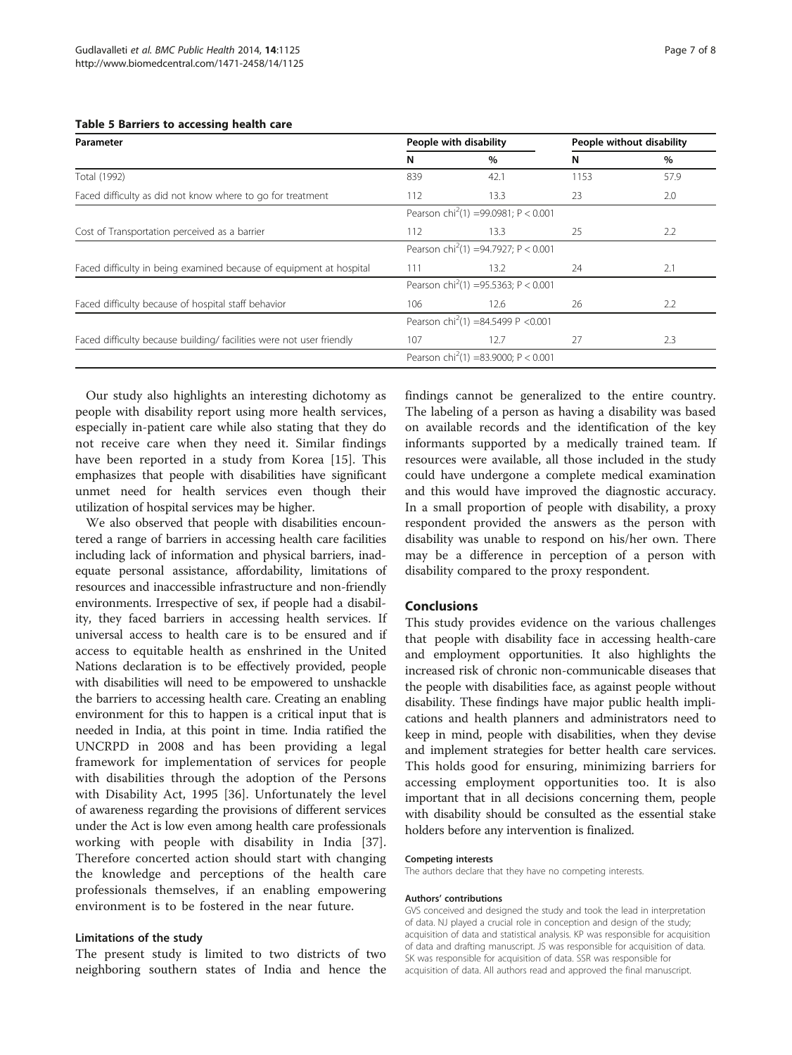**Table 5 Barriers to accessing health care**

| Parameter | People with disability | | People without disability | |
|---|---|---|---|---|
| | N | % | N | % |
| Total (1992) | 839 | 42.1 | 1153 | 57.9 |
| Faced difficulty as did not know where to go for treatment | 112 | 13.3 | 23 | 2.0 |
| | Pearson $chi^2(1)$ =99.0981; $P < 0.001$ | | | |
| Cost of Transportation perceived as a barrier | 112 | 13.3 | 25 | 2.2 |
| | Pearson $chi^2(1)$ =94.7927; $P < 0.001$ | | | |
| Faced difficulty in being examined because of equipment at hospital | 111 | 13.2 | 24 | 2.1 |
| | Pearson $chi^2(1)$ =95.5363; $P < 0.001$ | | | |
| Faced difficulty because of hospital staff behavior | 106 | 12.6 | 26 | 2.2 |
| | Pearson $chi^2(1)$ =84.5499 $P < 0.001$ | | | |
| Faced difficulty because building/ facilities were not user friendly | 107 | 12.7 | 27 | 2.3 |
| | Pearson $chi^2(1)$ =83.9000; $P < 0.001$ | | | |

Our study also highlights an interesting dichotomy as people with disability report using more health services, especially in-patient care while also stating that they do not receive care when they need it. Similar findings have been reported in a study from Korea [15]. This emphasizes that people with disabilities have significant unmet need for health services even though their utilization of hospital services may be higher.

We also observed that people with disabilities encountered a range of barriers in accessing health care facilities including lack of information and physical barriers, inadequate personal assistance, affordability, limitations of resources and inaccessible infrastructure and non-friendly environments. Irrespective of sex, if people had a disability, they faced barriers in accessing health services. If universal access to health care is to be ensured and if access to equitable health as enshrined in the United Nations declaration is to be effectively provided, people with disabilities will need to be empowered to unshackle the barriers to accessing health care. Creating an enabling environment for this to happen is a critical input that is needed in India, at this point in time. India ratified the UNCRPD in 2008 and has been providing a legal framework for implementation of services for people with disabilities through the adoption of the Persons with Disability Act, 1995 [36]. Unfortunately the level of awareness regarding the provisions of different services under the Act is low even among health care professionals working with people with disability in India [37]. Therefore concerted action should start with changing the knowledge and perceptions of the health care professionals themselves, if an enabling empowering environment is to be fostered in the near future.

### Limitations of the study

The present study is limited to two districts of two neighboring southern states of India and hence the findings cannot be generalized to the entire country. The labeling of a person as having a disability was based on available records and the identification of the key informants supported by a medically trained team. If resources were available, all those included in the study could have undergone a complete medical examination and this would have improved the diagnostic accuracy. In a small proportion of people with disability, a proxy respondent provided the answers as the person with disability was unable to respond on his/her own. There may be a difference in perception of a person with disability compared to the proxy respondent.

## Conclusions

This study provides evidence on the various challenges that people with disability face in accessing health-care and employment opportunities. It also highlights the increased risk of chronic non-communicable diseases that the people with disabilities face, as against people without disability. These findings have major public health implications and health planners and administrators need to keep in mind, people with disabilities, when they devise and implement strategies for better health care services. This holds good for ensuring, minimizing barriers for accessing employment opportunities too. It is also important that in all decisions concerning them, people with disability should be consulted as the essential stake holders before any intervention is finalized.

#### Competing interests

The authors declare that they have no competing interests.

#### Authors' contributions

GVS conceived and designed the study and took the lead in interpretation of data. NJ played a crucial role in conception and design of the study; acquisition of data and statistical analysis. KP was responsible for acquisition of data and drafting manuscript. JS was responsible for acquisition of data. SK was responsible for acquisition of data. SSR was responsible for acquisition of data. All authors read and approved the final manuscript.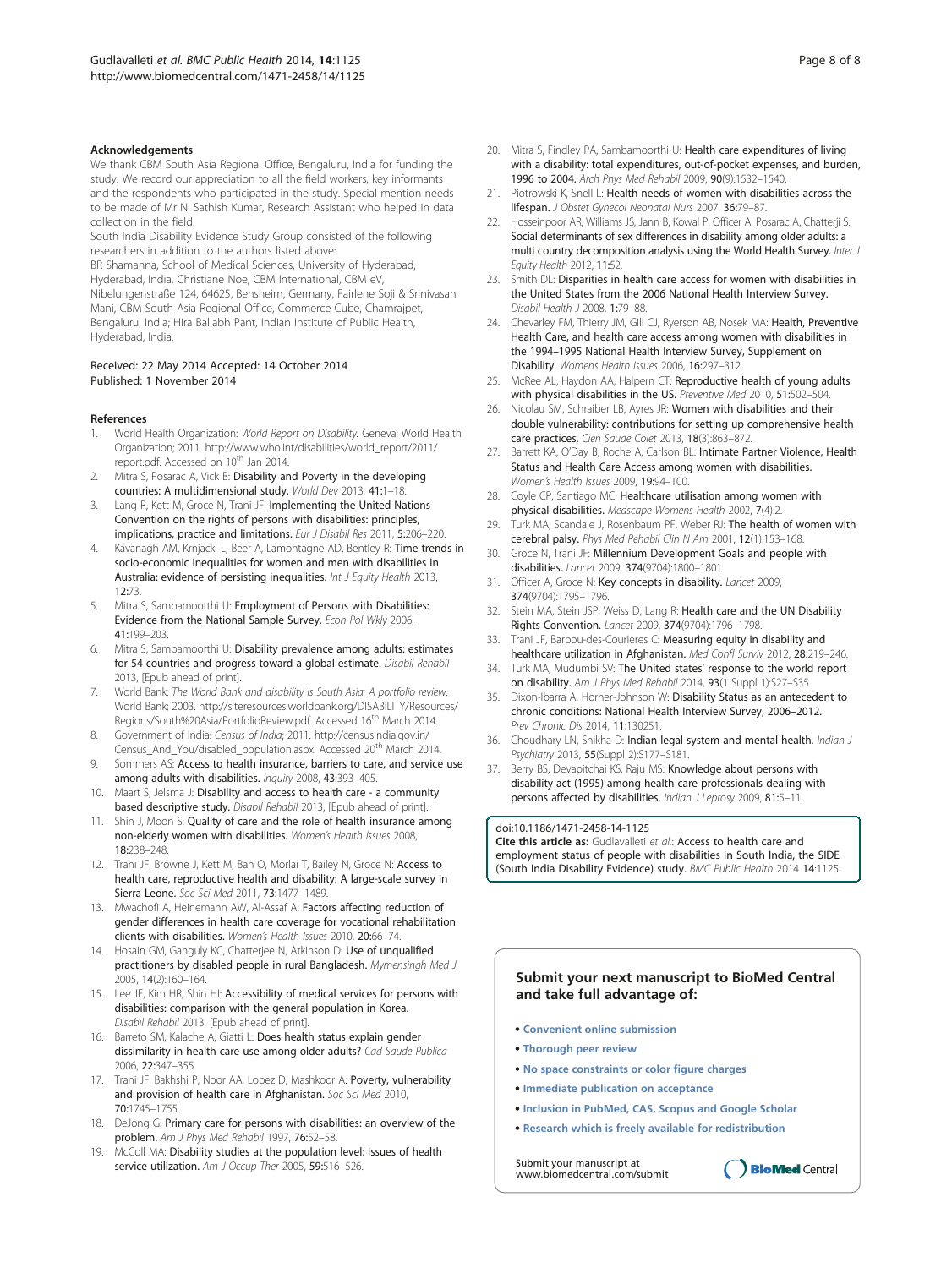### Acknowledgements

We thank CBM South Asia Regional Office, Bengaluru, India for funding the study. We record our appreciation to all the field workers, key informants and the respondents who participated in the study. Special mention needs to be made of Mr N. Sathish Kumar, Research Assistant who helped in data collection in the field.

South India Disability Evidence Study Group consisted of the following researchers in addition to the authors listed above:

BR Shamanna, School of Medical Sciences, University of Hyderabad, Hyderabad, India, Christiane Noe, CBM International, CBM eV, Nibelungenstraße 124, 64625, Bensheim, Germany, Fairlene Soji & Srinivasan Mani, CBM South Asia Regional Office, Commerce Cube, Chamrajpet, Bengaluru, India; Hira Ballabh Pant, Indian Institute of Public Health, Hyderabad, India.

Received: 22 May 2014 Accepted: 14 October 2014
Published: 1 November 2014

### References

1. World Health Organization: *World Report on Disability.* Geneva: World Health Organization; 2011. http://www.who.int/disabilities/world_report/2011/report.pdf. Accessed on 10th Jan 2014.
2. Mitra S, Posarac A, Vick B: **Disability and Poverty in the developing countries: A multidimensional study.** *World Dev* 2013, **41:**1–18.
3. Lang R, Kett M, Groce N, Trani JF: **Implementing the United Nations Convention on the rights of persons with disabilities: principles, implications, practice and limitations.** *Eur J Disabil Res* 2011, **5:**206–220.
4. Kavanagh AM, Krnjacki L, Beer A, Lamontagne AD, Bentley R: **Time trends in socio-economic inequalities for women and men with disabilities in Australia: evidence of persisting inequalities.** *Int J Equity Health* 2013, **12:**73.
5. Mitra S, Sambamoorthi U: **Employment of Persons with Disabilities: Evidence from the National Sample Survey.** *Econ Pol Wkly* 2006, **41:**199–203.
6. Mitra S, Sambamoorthi U: **Disability prevalence among adults: estimates for 54 countries and progress toward a global estimate.** *Disabil Rehabil* 2013, [Epub ahead of print].
7. World Bank: *The World Bank and disability is South Asia: A portfolio review.* World Bank; 2003. http://siteresources.worldbank.org/DISABILITY/Resources/Regions/South%20Asia/PortfolioReview.pdf. Accessed 16th March 2014.
8. Government of India: *Census of India*; 2011. http://censusindia.gov.in/Census_And_You/disabled_population.aspx. Accessed 20th March 2014.
9. Sommers AS: **Access to health insurance, barriers to care, and service use among adults with disabilities.** *Inquiry* 2008, **43:**393–405.
10. Maart S, Jelsma J: **Disability and access to health care - a community based descriptive study.** *Disabil Rehabil* 2013, [Epub ahead of print].
11. Shin J, Moon S: **Quality of care and the role of health insurance among non-elderly women with disabilities.** *Women's Health Issues* 2008, **18:**238–248.
12. Trani JF, Browne J, Kett M, Bah O, Morlai T, Bailey N, Groce N: **Access to health care, reproductive health and disability: A large-scale survey in Sierra Leone.** *Soc Sci Med* 2011, **73:**1477–1489.
13. Mwachofi A, Heinemann AW, Al-Assaf A: **Factors affecting reduction of gender differences in health care coverage for vocational rehabilitation clients with disabilities.** *Women's Health Issues* 2010, **20:**66–74.
14. Hosain GM, Ganguly KC, Chatterjee N, Atkinson D: **Use of unqualified practitioners by disabled people in rural Bangladesh.** *Mymensingh Med J* 2005, **14**(2):160–164.
15. Lee JE, Kim HR, Shin HI: **Accessibility of medical services for persons with disabilities: comparison with the general population in Korea.** *Disabil Rehabil* 2013, [Epub ahead of print].
16. Barreto SM, Kalache A, Giatti L: **Does health status explain gender dissimilarity in health care use among older adults?** *Cad Saude Publica* 2006, **22:**347–355.
17. Trani JF, Bakhshi P, Noor AA, Lopez D, Mashkoor A: **Poverty, vulnerability and provision of health care in Afghanistan.** *Soc Sci Med* 2010, **70:**1745–1755.
18. DeJong G: **Primary care for persons with disabilities: an overview of the problem.** *Am J Phys Med Rehabil* 1997, **76:**52–58.
19. McColl MA: **Disability studies at the population level: Issues of health service utilization.** *Am J Occup Ther* 2005, **59:**516–526.
20. Mitra S, Findley PA, Sambamoorthi U: **Health care expenditures of living with a disability: total expenditures, out-of-pocket expenses, and burden, 1996 to 2004.** *Arch Phys Med Rehabil* 2009, **90**(9):1532–1540.
21. Piotrowski K, Snell L: **Health needs of women with disabilities across the lifespan.** *J Obstet Gynecol Neonatal Nurs* 2007, **36:**79–87.
22. Hosseinpoor AR, Williams JS, Jann B, Kowal P, Officer A, Posarac A, Chatterji S: **Social determinants of sex differences in disability among older adults: a multi country decomposition analysis using the World Health Survey.** *Inter J Equity Health* 2012, **11:**52.
23. Smith DL: **Disparities in health care access for women with disabilities in the United States from the 2006 National Health Interview Survey.** *Disabil Health J* 2008, **1:**79–88.
24. Chevarley FM, Thierry JM, Gill CJ, Ryerson AB, Nosek MA: **Health, Preventive Health Care, and health care access among women with disabilities in the 1994–1995 National Health Interview Survey, Supplement on Disability.** *Womens Health Issues* 2006, **16:**297–312.
25. McRee AL, Haydon AA, Halpern CT: **Reproductive health of young adults with physical disabilities in the US.** *Preventive Med* 2010, **51:**502–504.
26. Nicolau SM, Schraiber LB, Ayres JR: **Women with disabilities and their double vulnerability: contributions for setting up comprehensive health care practices.** *Cien Saude Colet* 2013, **18**(3):863–872.
27. Barrett KA, O'Day B, Roche A, Carlson BL: **Intimate Partner Violence, Health Status and Health Care Access among women with disabilities.** *Women's Health Issues* 2009, **19:**94–100.
28. Coyle CP, Santiago MC: **Healthcare utilisation among women with physical disabilities.** *Medscape Womens Health* 2002, **7**(4):2.
29. Turk MA, Scandale J, Rosenbaum PF, Weber RJ: **The health of women with cerebral palsy.** *Phys Med Rehabil Clin N Am* 2001, **12**(1):153–168.
30. Groce N, Trani JF: **Millennium Development Goals and people with disabilities.** *Lancet* 2009, **374**(9704):1800–1801.
31. Officer A, Groce N: **Key concepts in disability.** *Lancet* 2009, **374**(9704):1795–1796.
32. Stein MA, Stein JSP, Weiss D, Lang R: **Health care and the UN Disability Rights Convention.** *Lancet* 2009, **374**(9704):1796–1798.
33. Trani JF, Barbou-des-Courieres C: **Measuring equity in disability and healthcare utilization in Afghanistan.** *Med Confl Surviv* 2012, **28:**219–246.
34. Turk MA, Mudumbi SV: **The United states' response to the world report on disability.** *Am J Phys Med Rehabil* 2014, **93**(1 Suppl 1):S27–S35.
35. Dixon-Ibarra A, Horner-Johnson W: **Disability Status as an antecedent to chronic conditions: National Health Interview Survey, 2006–2012.** *Prev Chronic Dis* 2014, **11:**130251.
36. Choudhary LN, Shikha D: **Indian legal system and mental health.** *Indian J Psychiatry* 2013, **55**(Suppl 2):S177–S181.
37. Berry BS, Devapitchai KS, Raju MS: **Knowledge about persons with disability act (1995) among health care professionals dealing with persons affected by disabilities.** *Indian J Leprosy* 2009, **81:**5–11.

doi:10.1186/1471-2458-14-1125

**Cite this article as:** Gudlavalleti *et al.*: Access to health care and employment status of people with disabilities in South India, the SIDE (South India Disability Evidence) study. *BMC Public Health* 2014 **14**:1125.

**Submit your next manuscript to BioMed Central and take full advantage of:**

- **Convenient online submission**
- **Thorough peer review**
- **No space constraints or color figure charges**
- **Immediate publication on acceptance**
- **Inclusion in PubMed, CAS, Scopus and Google Scholar**
- **Research which is freely available for redistribution**

Submit your manuscript at
www.biomedcentral.com/submit

BioMed Central